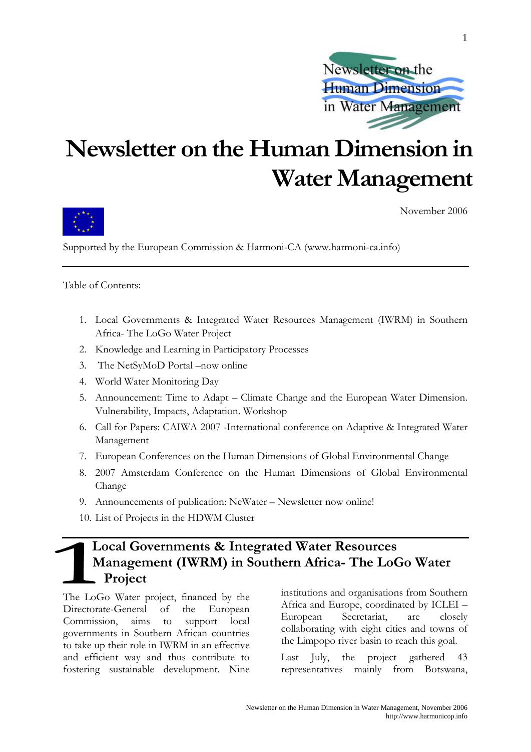# Newsletter on the Human Dimension in Water Management

November 2006

Supported by the European Commission & Harmoni-CA (www.harmoni-ca.info)

Table of Contents:

1. Local Governments & Integrated Water Resources Management (IWRM) in Southern Africa- The LoGo Water Project
2. Knowledge and Learning in Participatory Processes
3. The NetSyMoD Portal –now online
4. World Water Monitoring Day
5. Announcement: Time to Adapt – Climate Change and the European Water Dimension. Vulnerability, Impacts, Adaptation. Workshop
6. Call for Papers: CAIWA 2007 -International conference on Adaptive & Integrated Water Management
7. European Conferences on the Human Dimensions of Global Environmental Change
8. 2007 Amsterdam Conference on the Human Dimensions of Global Environmental Change
9. Announcements of publication: NeWater – Newsletter now online!
10. List of Projects in the HDWM Cluster

## 1 Local Governments & Integrated Water Resources Management (IWRM) in Southern Africa- The LoGo Water Project

The LoGo Water project, financed by the Directorate-General of the European Commission, aims to support local governments in Southern African countries to take up their role in IWRM in an effective and efficient way and thus contribute to fostering sustainable development. Nine institutions and organisations from Southern Africa and Europe, coordinated by ICLEI – European Secretariat, are closely collaborating with eight cities and towns of the Limpopo river basin to reach this goal.

Last July, the project gathered 43 representatives mainly from Botswana,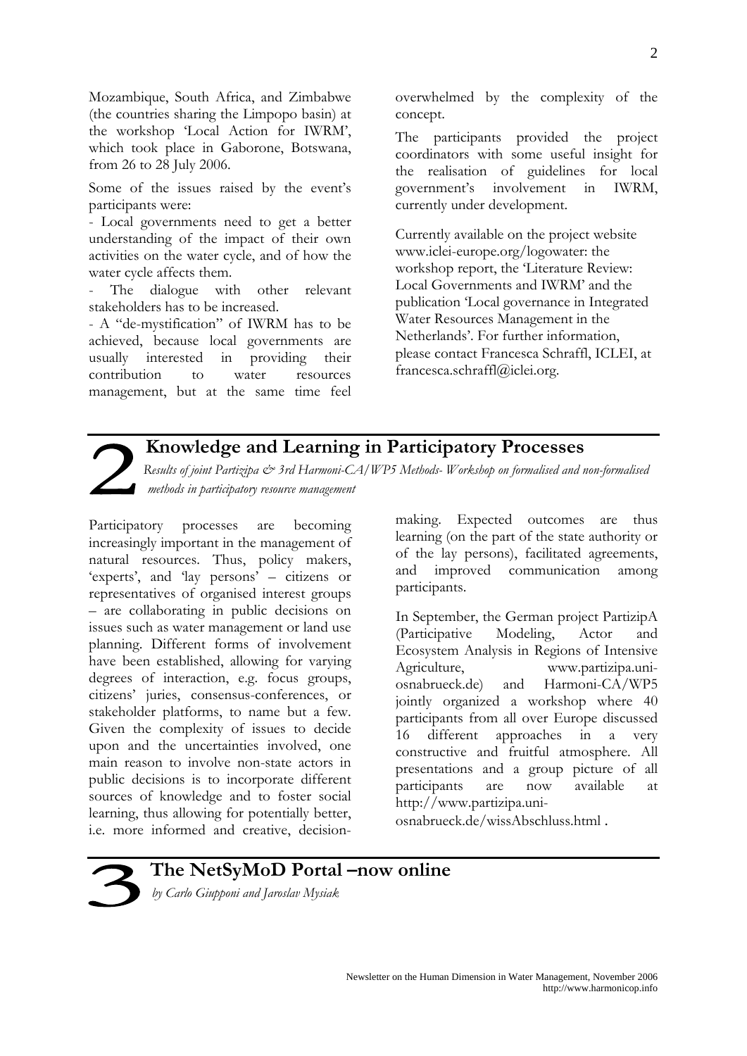Mozambique, South Africa, and Zimbabwe (the countries sharing the Limpopo basin) at the workshop 'Local Action for IWRM', which took place in Gaborone, Botswana, from 26 to 28 July 2006.

Some of the issues raised by the event's participants were:

- Local governments need to get a better understanding of the impact of their own activities on the water cycle, and of how the water cycle affects them.
- The dialogue with other relevant stakeholders has to be increased.
- A "de-mystification" of IWRM has to be achieved, because local governments are usually interested in providing their contribution to water resources management, but at the same time feel overwhelmed by the complexity of the concept.

The participants provided the project coordinators with some useful insight for the realisation of guidelines for local government's involvement in IWRM, currently under development.

Currently available on the project website www.iclei-europe.org/logowater: the workshop report, the 'Literature Review: Local Governments and IWRM' and the publication 'Local governance in Integrated Water Resources Management in the Netherlands'. For further information, please contact Francesca Schraffl, ICLEI, at francesca.schraffl@iclei.org.

## 2 Knowledge and Learning in Participatory Processes

*Results of joint Partizipa & 3rd Harmoni-CA/WP5 Methods- Workshop on formalised and non-formalised methods in participatory resource management*

Participatory processes are becoming increasingly important in the management of natural resources. Thus, policy makers, 'experts', and 'lay persons' – citizens or representatives of organised interest groups – are collaborating in public decisions on issues such as water management or land use planning. Different forms of involvement have been established, allowing for varying degrees of interaction, e.g. focus groups, citizens' juries, consensus-conferences, or stakeholder platforms, to name but a few. Given the complexity of issues to decide upon and the uncertainties involved, one main reason to involve non-state actors in public decisions is to incorporate different sources of knowledge and to foster social learning, thus allowing for potentially better, i.e. more informed and creative, decision-making. Expected outcomes are thus learning (on the part of the state authority or of the lay persons), facilitated agreements, and improved communication among participants.

In September, the German project PartizipA (Participative Modeling, Actor and Ecosystem Analysis in Regions of Intensive Agriculture, www.partizipa.uni-osnabrueck.de) and Harmoni-CA/WP5 jointly organized a workshop where 40 participants from all over Europe discussed 16 different approaches in a very constructive and fruitful atmosphere. All presentations and a group picture of all participants are now available at http://www.partizipa.uni-osnabrueck.de/wissAbschluss.html .

## 3 The NetSyMoD Portal –now online

*by Carlo Giupponi and Jaroslav Mysiak*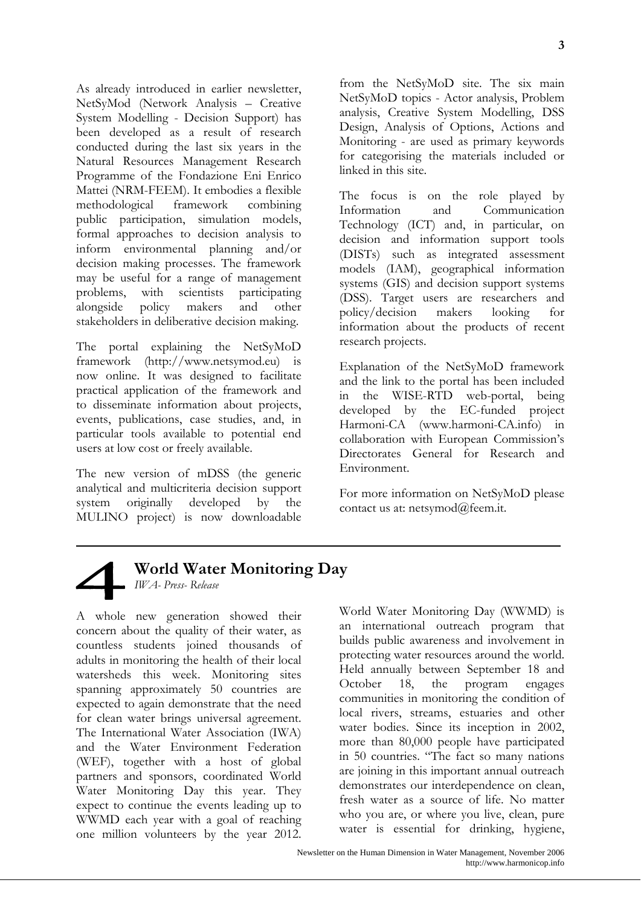As already introduced in earlier newsletter, NetSyMod (Network Analysis – Creative System Modelling - Decision Support) has been developed as a result of research conducted during the last six years in the Natural Resources Management Research Programme of the Fondazione Eni Enrico Mattei (NRM-FEEM). It embodies a flexible methodological framework combining public participation, simulation models, formal approaches to decision analysis to inform environmental planning and/or decision making processes. The framework may be useful for a range of management problems, with scientists participating alongside policy makers and other stakeholders in deliberative decision making.

The portal explaining the NetSyMoD framework (http://www.netsymod.eu) is now online. It was designed to facilitate practical application of the framework and to disseminate information about projects, events, publications, case studies, and, in particular tools available to potential end users at low cost or freely available.

The new version of mDSS (the generic analytical and multicriteria decision support system originally developed by the MULINO project) is now downloadable from the NetSyMoD site. The six main NetSyMoD topics - Actor analysis, Problem analysis, Creative System Modelling, DSS Design, Analysis of Options, Actions and Monitoring - are used as primary keywords for categorising the materials included or linked in this site.

The focus is on the role played by Information and Communication Technology (ICT) and, in particular, on decision and information support tools (DISTs) such as integrated assessment models (IAM), geographical information systems (GIS) and decision support systems (DSS). Target users are researchers and policy/decision makers looking for information about the products of recent research projects.

Explanation of the NetSyMoD framework and the link to the portal has been included in the WISE-RTD web-portal, being developed by the EC-funded project Harmoni-CA (www.harmoni-CA.info) in collaboration with European Commission's Directorates General for Research and Environment.

For more information on NetSyMoD please contact us at: netsymod@feem.it.

## 4 World Water Monitoring Day

*IWA- Press- Release*

A whole new generation showed their concern about the quality of their water, as countless students joined thousands of adults in monitoring the health of their local watersheds this week. Monitoring sites spanning approximately 50 countries are expected to again demonstrate that the need for clean water brings universal agreement. The International Water Association (IWA) and the Water Environment Federation (WEF), together with a host of global partners and sponsors, coordinated World Water Monitoring Day this year. They expect to continue the events leading up to WWMD each year with a goal of reaching one million volunteers by the year 2012.

World Water Monitoring Day (WWMD) is an international outreach program that builds public awareness and involvement in protecting water resources around the world. Held annually between September 18 and October 18, the program engages communities in monitoring the condition of local rivers, streams, estuaries and other water bodies. Since its inception in 2002, more than 80,000 people have participated in 50 countries. "The fact so many nations are joining in this important annual outreach demonstrates our interdependence on clean, fresh water as a source of life. No matter who you are, or where you live, clean, pure water is essential for drinking, hygiene,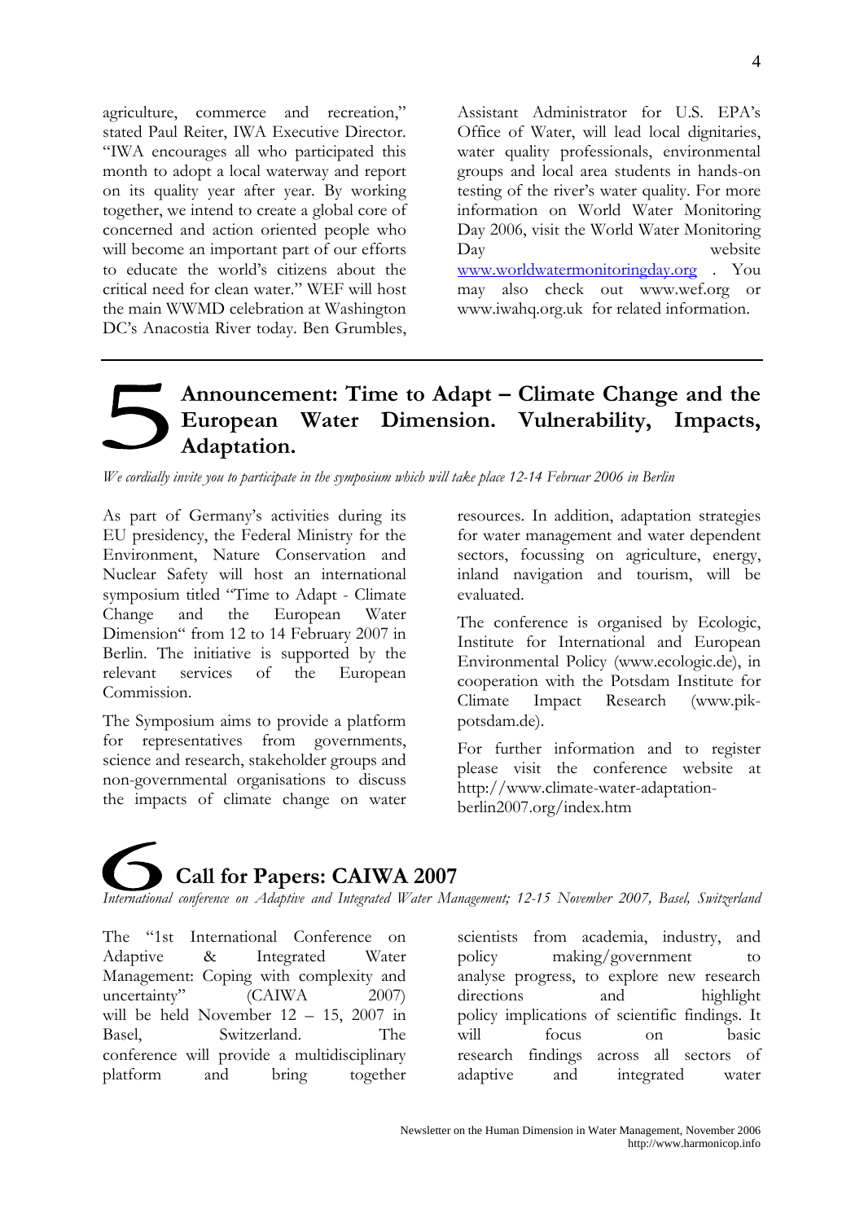agriculture, commerce and recreation," stated Paul Reiter, IWA Executive Director. "IWA encourages all who participated this month to adopt a local waterway and report on its quality year after year. By working together, we intend to create a global core of concerned and action oriented people who will become an important part of our efforts to educate the world's citizens about the critical need for clean water." WEF will host the main WWMD celebration at Washington DC's Anacostia River today. Ben Grumbles, Assistant Administrator for U.S. EPA's Office of Water, will lead local dignitaries, water quality professionals, environmental groups and local area students in hands-on testing of the river's water quality. For more information on World Water Monitoring Day 2006, visit the World Water Monitoring Day website www.worldwatermonitoringday.org . You may also check out www.wef.org or www.iwahq.org.uk for related information.

## 5 Announcement: Time to Adapt – Climate Change and the European Water Dimension. Vulnerability, Impacts, Adaptation.

*We cordially invite you to participate in the symposium which will take place 12-14 Februar 2006 in Berlin*

As part of Germany's activities during its EU presidency, the Federal Ministry for the Environment, Nature Conservation and Nuclear Safety will host an international symposium titled "Time to Adapt - Climate Change and the European Water Dimension" from 12 to 14 February 2007 in Berlin. The initiative is supported by the relevant services of the European Commission.

The Symposium aims to provide a platform for representatives from governments, science and research, stakeholder groups and non-governmental organisations to discuss the impacts of climate change on water resources. In addition, adaptation strategies for water management and water dependent sectors, focussing on agriculture, energy, inland navigation and tourism, will be evaluated.

The conference is organised by Ecologic, Institute for International and European Environmental Policy (www.ecologic.de), in cooperation with the Potsdam Institute for Climate Impact Research (www.pik-potsdam.de).

For further information and to register please visit the conference website at http://www.climate-water-adaptation-berlin2007.org/index.htm

## 6 Call for Papers: CAIWA 2007

*International conference on Adaptive and Integrated Water Management; 12-15 November 2007, Basel, Switzerland*

The "1st International Conference on Adaptive & Integrated Water Management: Coping with complexity and uncertainty" (CAIWA 2007) will be held November 12 – 15, 2007 in Basel, Switzerland. The conference will provide a multidisciplinary platform and bring together scientists from academia, industry, and policy making/government to analyse progress, to explore new research directions and highlight policy implications of scientific findings. It will focus on basic research findings across all sectors of adaptive and integrated water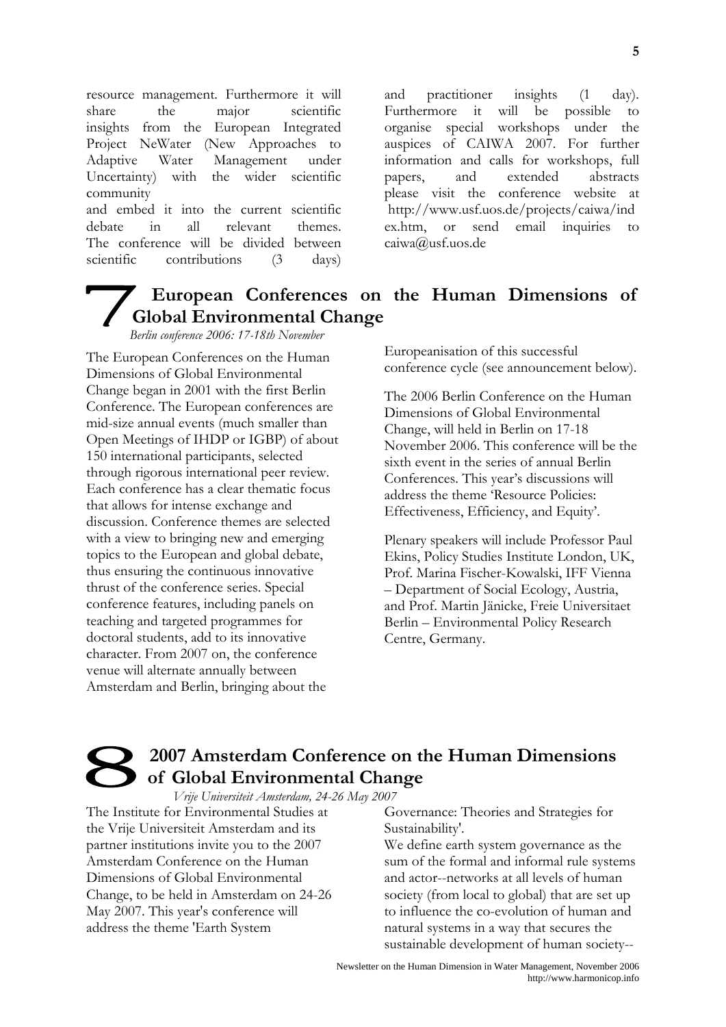resource management. Furthermore it will share the major scientific insights from the European Integrated Project NeWater (New Approaches to Adaptive Water Management under Uncertainty) with the wider scientific community
and embed it into the current scientific debate in all relevant themes. The conference will be divided between scientific contributions (3 days) and practitioner insights (1 day). Furthermore it will be possible to organise special workshops under the auspices of CAIWA 2007. For further information and calls for workshops, full papers, and extended abstracts please visit the conference website at http://www.usf.uos.de/projects/caiwa/index.htm, or send email inquiries to caiwa@usf.uos.de

## 7 European Conferences on the Human Dimensions of Global Environmental Change

*Berlin conference 2006: 17-18th November*

The European Conferences on the Human Dimensions of Global Environmental Change began in 2001 with the first Berlin Conference. The European conferences are mid-size annual events (much smaller than Open Meetings of IHDP or IGBP) of about 150 international participants, selected through rigorous international peer review. Each conference has a clear thematic focus that allows for intense exchange and discussion. Conference themes are selected with a view to bringing new and emerging topics to the European and global debate, thus ensuring the continuous innovative thrust of the conference series. Special conference features, including panels on teaching and targeted programmes for doctoral students, add to its innovative character. From 2007 on, the conference venue will alternate annually between Amsterdam and Berlin, bringing about the Europeanisation of this successful conference cycle (see announcement below).

The 2006 Berlin Conference on the Human Dimensions of Global Environmental Change, will held in Berlin on 17-18 November 2006. This conference will be the sixth event in the series of annual Berlin Conferences. This year's discussions will address the theme 'Resource Policies: Effectiveness, Efficiency, and Equity'.

Plenary speakers will include Professor Paul Ekins, Policy Studies Institute London, UK, Prof. Marina Fischer-Kowalski, IFF Vienna – Department of Social Ecology, Austria, and Prof. Martin Jänicke, Freie Universitaet Berlin – Environmental Policy Research Centre, Germany.

## 8 2007 Amsterdam Conference on the Human Dimensions of Global Environmental Change

*Vrije Universiteit Amsterdam, 24-26 May 2007*

The Institute for Environmental Studies at the Vrije Universiteit Amsterdam and its partner institutions invite you to the 2007 Amsterdam Conference on the Human Dimensions of Global Environmental Change, to be held in Amsterdam on 24-26 May 2007. This year's conference will address the theme 'Earth System Governance: Theories and Strategies for Sustainability'.

We define earth system governance as the sum of the formal and informal rule systems and actor--networks at all levels of human society (from local to global) that are set up to influence the co-evolution of human and natural systems in a way that secures the sustainable development of human society--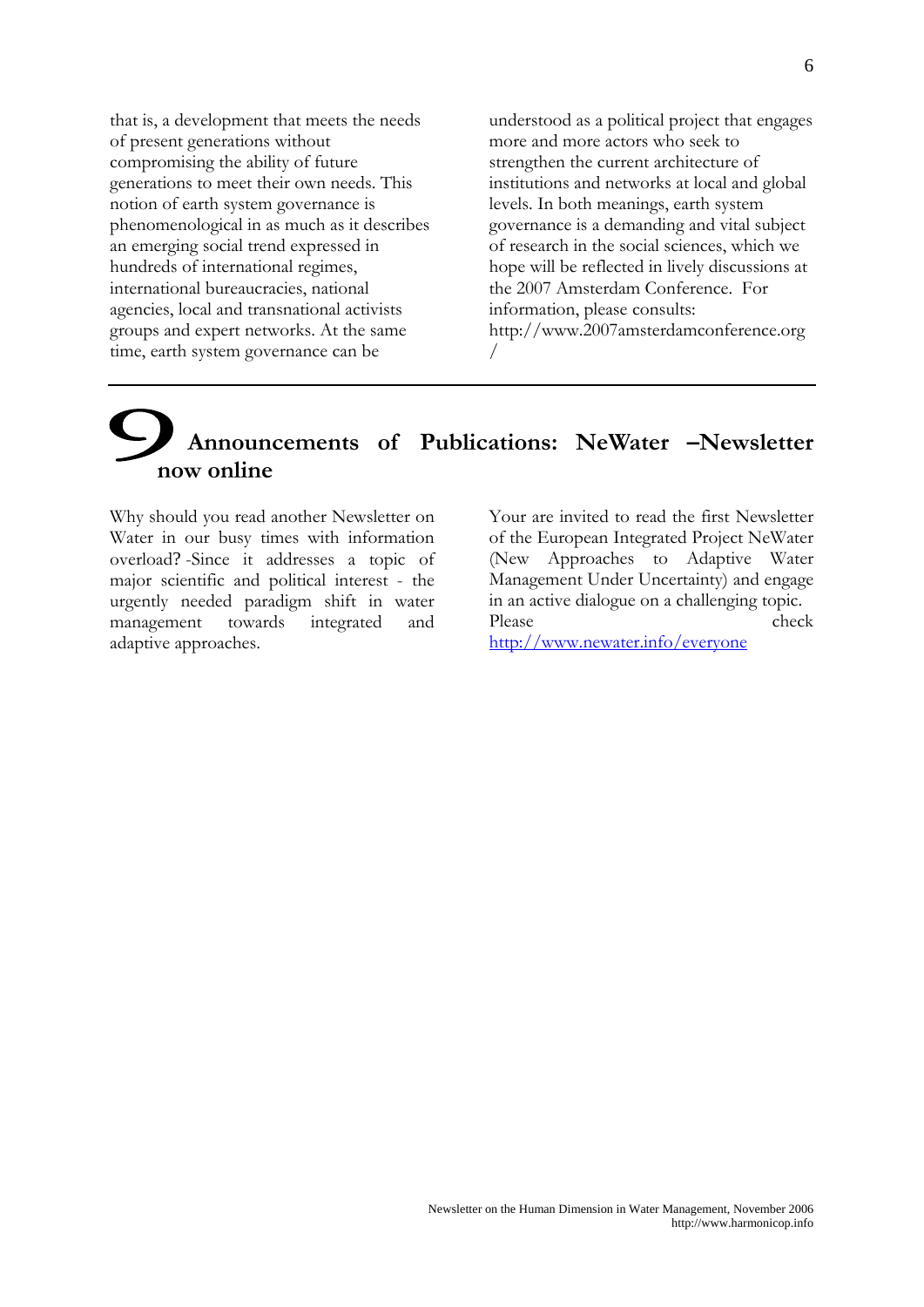that is, a development that meets the needs of present generations without compromising the ability of future generations to meet their own needs. This notion of earth system governance is phenomenological in as much as it describes an emerging social trend expressed in hundreds of international regimes, international bureaucracies, national agencies, local and transnational activists groups and expert networks. At the same time, earth system governance can be understood as a political project that engages more and more actors who seek to strengthen the current architecture of institutions and networks at local and global levels. In both meanings, earth system governance is a demanding and vital subject of research in the social sciences, which we hope will be reflected in lively discussions at the 2007 Amsterdam Conference. For information, please consults: http://www.2007amsterdamconference.org/

## 9 Announcements of Publications: NeWater –Newsletter now online

Why should you read another Newsletter on Water in our busy times with information overload? -Since it addresses a topic of major scientific and political interest - the urgently needed paradigm shift in water management towards integrated and adaptive approaches.

Your are invited to read the first Newsletter of the European Integrated Project NeWater (New Approaches to Adaptive Water Management Under Uncertainty) and engage in an active dialogue on a challenging topic. Please check http://www.newater.info/everyone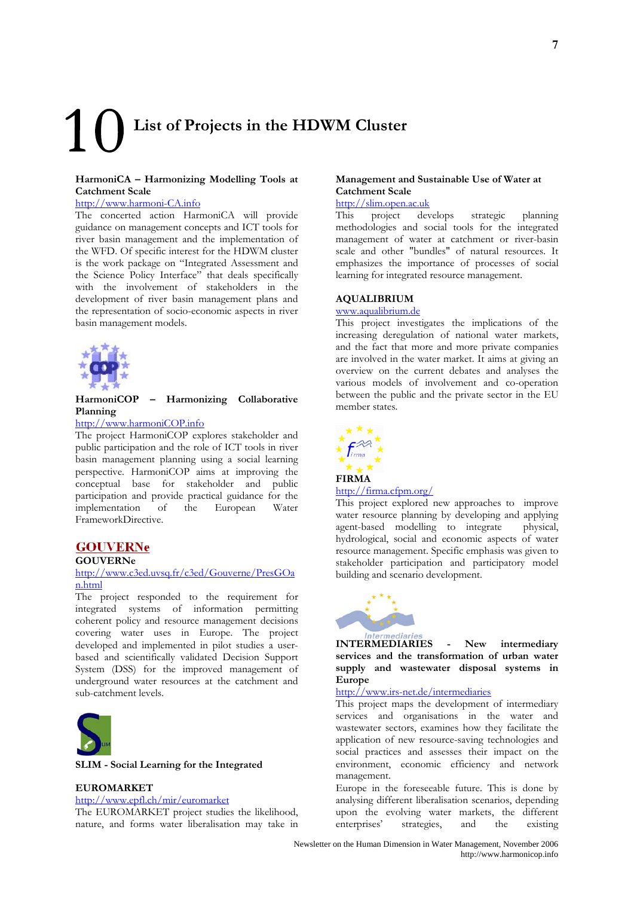# 10 List of Projects in the HDWM Cluster

**HarmoniCA – Harmonizing Modelling Tools at Catchment Scale**
http://www.harmoni-CA.info
The concerted action HarmoniCA will provide guidance on management concepts and ICT tools for river basin management and the implementation of the WFD. Of specific interest for the HDWM cluster is the work package on "Integrated Assessment and the Science Policy Interface" that deals specifically with the involvement of stakeholders in the development of river basin management plans and the representation of socio-economic aspects in river basin management models.

**HarmoniCOP – Harmonizing Collaborative Planning**
http://www.harmoniCOP.info
The project HarmoniCOP explores stakeholder and public participation and the role of ICT tools in river basin management planning using a social learning perspective. HarmoniCOP aims at improving the conceptual base for stakeholder and public participation and provide practical guidance for the implementation of the European Water FrameworkDirective.

**GOUVERNe**
http://www.c3ed.uvsq.fr/c3ed/Gouverne/PresGOan.html
The project responded to the requirement for integrated systems of information permitting coherent policy and resource management decisions covering water uses in Europe. The project developed and implemented in pilot studies a user-based and scientifically validated Decision Support System (DSS) for the improved management of underground water resources at the catchment and sub-catchment levels.

**SLIM - Social Learning for the Integrated Management and Sustainable Use of Water at Catchment Scale**
http://slim.open.ac.uk
This project develops strategic planning methodologies and social tools for the integrated management of water at catchment or river-basin scale and other "bundles" of natural resources. It emphasizes the importance of processes of social learning for integrated resource management.

**EUROMARKET**
http://www.epfl.ch/mir/euromarket
The EUROMARKET project studies the likelihood, nature, and forms water liberalisation may take in Europe in the foreseeable future. This is done by analysing different liberalisation scenarios, depending upon the evolving water markets, the different enterprises' strategies, and the existing

**AQUALIBRIUM**
www.aqualibrium.de
This project investigates the implications of the increasing deregulation of national water markets, and the fact that more and more private companies are involved in the water market. It aims at giving an overview on the current debates and analyses the various models of involvement and co-operation between the public and the private sector in the EU member states.

**FIRMA**
http://firma.cfpm.org/
This project explored new approaches to improve water resource planning by developing and applying agent-based modelling to integrate physical, hydrological, social and economic aspects of water resource management. Specific emphasis was given to stakeholder participation and participatory model building and scenario development.

**INTERMEDIARIES - New intermediary services and the transformation of urban water supply and wastewater disposal systems in Europe**
http://www.irs-net.de/intermediaries
This project maps the development of intermediary services and organisations in the water and wastewater sectors, examines how they facilitate the application of new resource-saving technologies and social practices and assesses their impact on the environment, economic efficiency and network management.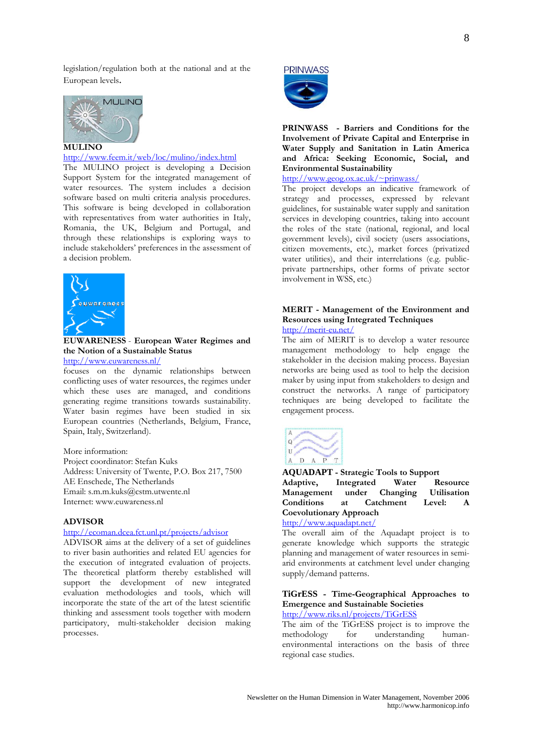legislation/regulation both at the national and at the European levels.

**MULINO**

http://www.feem.it/web/loc/mulino/index.html

The MULINO project is developing a Decision Support System for the integrated management of water resources. The system includes a decision software based on multi criteria analysis procedures. This software is being developed in collaboration with representatives from water authorities in Italy, Romania, the UK, Belgium and Portugal, and through these relationships is exploring ways to include stakeholders' preferences in the assessment of a decision problem.

**EUWARENESS** - **European Water Regimes and the Notion of a Sustainable Status**

http://www.euwareness.nl/

focuses on the dynamic relationships between conflicting uses of water resources, the regimes under which these uses are managed, and conditions generating regime transitions towards sustainability. Water basin regimes have been studied in six European countries (Netherlands, Belgium, France, Spain, Italy, Switzerland).

More information:
Project coordinator: Stefan Kuks
Address: University of Twente, P.O. Box 217, 7500 AE Enschede, The Netherlands
Email: s.m.m.kuks@cstm.utwente.nl
Internet: www.euwareness.nl

**ADVISOR**

http://ecoman.dcea.fct.unl.pt/projects/advisor

ADVISOR aims at the delivery of a set of guidelines to river basin authorities and related EU agencies for the execution of integrated evaluation of projects. The theoretical platform thereby established will support the development of new integrated evaluation methodologies and tools, which will incorporate the state of the art of the latest scientific thinking and assessment tools together with modern participatory, multi-stakeholder decision making processes.

**PRINWASS - Barriers and Conditions for the Involvement of Private Capital and Enterprise in Water Supply and Sanitation in Latin America and Africa: Seeking Economic, Social, and Environmental Sustainability**

http://www.geog.ox.ac.uk/~prinwass/

The project develops an indicative framework of strategy and processes, expressed by relevant guidelines, for sustainable water supply and sanitation services in developing countries, taking into account the roles of the state (national, regional, and local government levels), civil society (users associations, citizen movements, etc.), market forces (privatized water utilities), and their interrelations (e.g. public-private partnerships, other forms of private sector involvement in WSS, etc.)

**MERIT - Management of the Environment and Resources using Integrated Techniques**

http://merit-eu.net/

The aim of MERIT is to develop a water resource management methodology to help engage the stakeholder in the decision making process. Bayesian networks are being used as tool to help the decision maker by using input from stakeholders to design and construct the networks. A range of participatory techniques are being developed to facilitate the engagement process.

**AQUADAPT - Strategic Tools to Support Adaptive, Integrated Water Resource Management under Changing Utilisation Conditions at Catchment Level: A Coevolutionary Approach**

http://www.aquadapt.net/

The overall aim of the Aquadapt project is to generate knowledge which supports the strategic planning and management of water resources in semi-arid environments at catchment level under changing supply/demand patterns.

**TiGrESS - Time-Geographical Approaches to Emergence and Sustainable Societies**

http://www.riks.nl/projects/TiGrESS

The aim of the TiGrESS project is to improve the methodology for understanding human-environmental interactions on the basis of three regional case studies.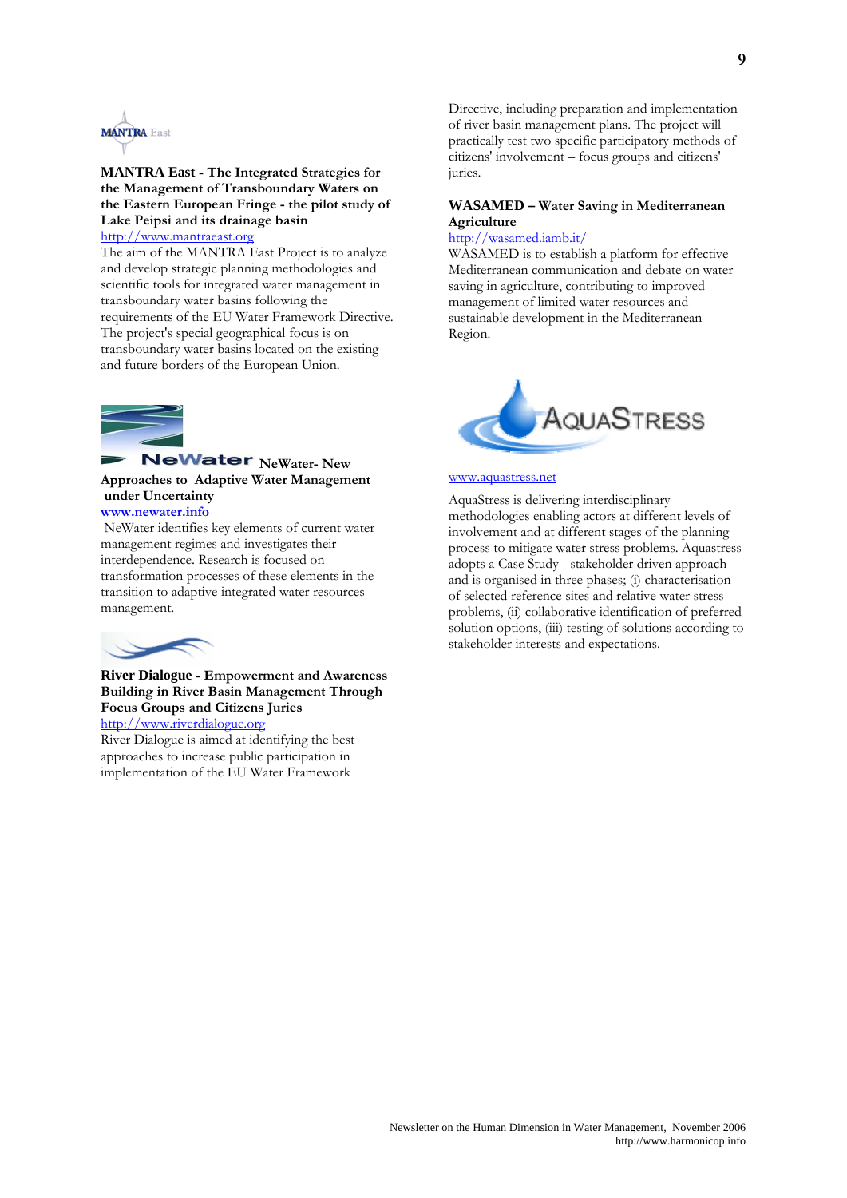**MANTRA East - The Integrated Strategies for the Management of Transboundary Waters on the Eastern European Fringe - the pilot study of Lake Peipsi and its drainage basin**

http://www.mantraeast.org

The aim of the MANTRA East Project is to analyze and develop strategic planning methodologies and scientific tools for integrated water management in transboundary water basins following the requirements of the EU Water Framework Directive. The project's special geographical focus is on transboundary water basins located on the existing and future borders of the European Union.

**NeWater- New Approaches to Adaptive Water Management under Uncertainty**

**www.newater.info**

NeWater identifies key elements of current water management regimes and investigates their interdependence. Research is focused on transformation processes of these elements in the transition to adaptive integrated water resources management.

**River Dialogue - Empowerment and Awareness Building in River Basin Management Through Focus Groups and Citizens Juries**

http://www.riverdialogue.org

River Dialogue is aimed at identifying the best approaches to increase public participation in implementation of the EU Water Framework Directive, including preparation and implementation of river basin management plans. The project will practically test two specific participatory methods of citizens' involvement – focus groups and citizens' juries.

**WASAMED – Water Saving in Mediterranean Agriculture**

http://wasamed.iamb.it/

WASAMED is to establish a platform for effective Mediterranean communication and debate on water saving in agriculture, contributing to improved management of limited water resources and sustainable development in the Mediterranean Region.

**AquaStress**

www.aquastress.net

AquaStress is delivering interdisciplinary methodologies enabling actors at different levels of involvement and at different stages of the planning process to mitigate water stress problems. Aquastress adopts a Case Study - stakeholder driven approach and is organised in three phases; (i) characterisation of selected reference sites and relative water stress problems, (ii) collaborative identification of preferred solution options, (iii) testing of solutions according to stakeholder interests and expectations.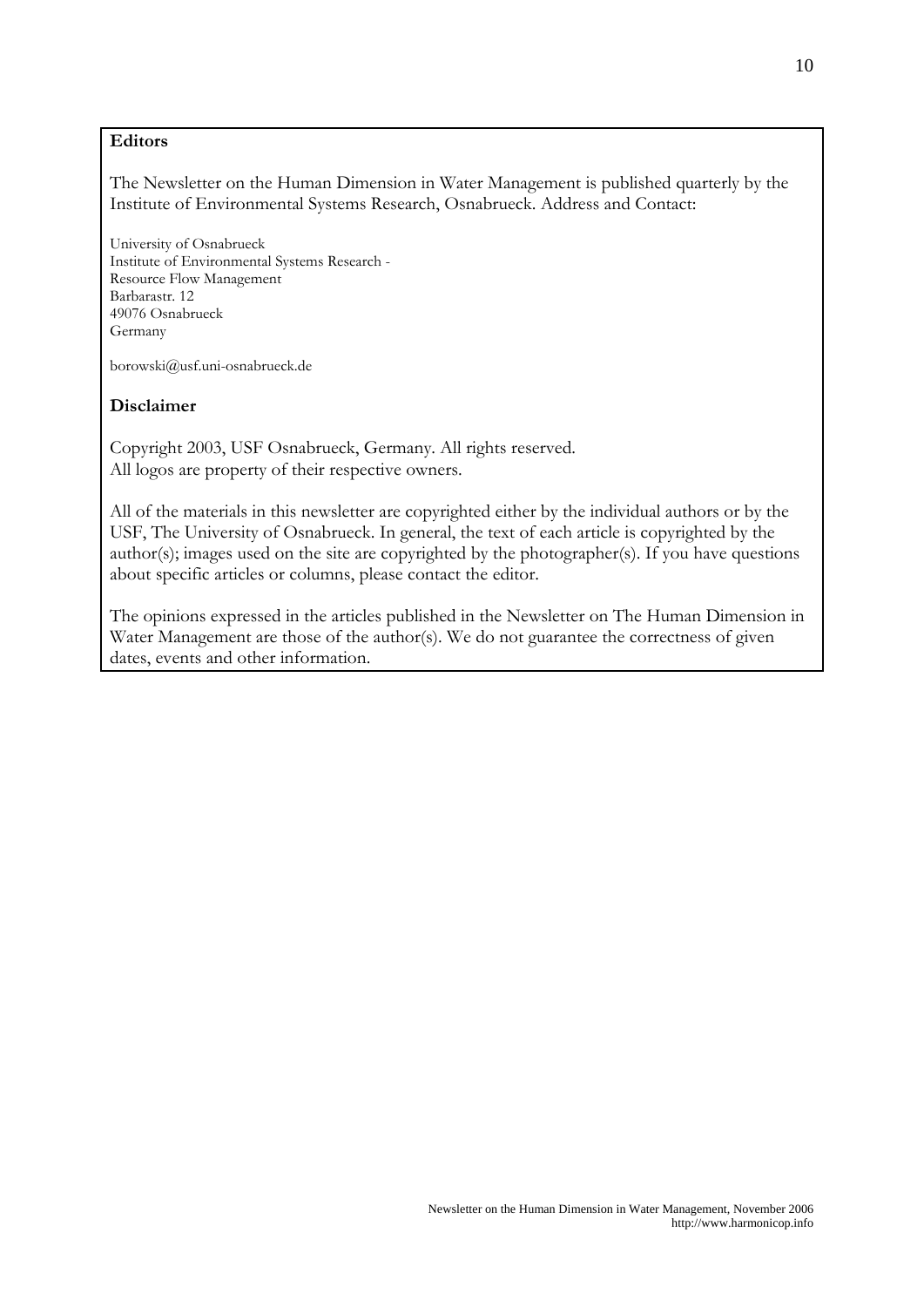## Editors

The Newsletter on the Human Dimension in Water Management is published quarterly by the Institute of Environmental Systems Research, Osnabrueck. Address and Contact:

University of Osnabrueck
Institute of Environmental Systems Research -
Resource Flow Management
Barbarastr. 12
49076 Osnabrueck
Germany

borowski@usf.uni-osnabrueck.de

## Disclaimer

Copyright 2003, USF Osnabrueck, Germany. All rights reserved.
All logos are property of their respective owners.

All of the materials in this newsletter are copyrighted either by the individual authors or by the USF, The University of Osnabrueck. In general, the text of each article is copyrighted by the author(s); images used on the site are copyrighted by the photographer(s). If you have questions about specific articles or columns, please contact the editor.

The opinions expressed in the articles published in the Newsletter on The Human Dimension in Water Management are those of the author(s). We do not guarantee the correctness of given dates, events and other information.